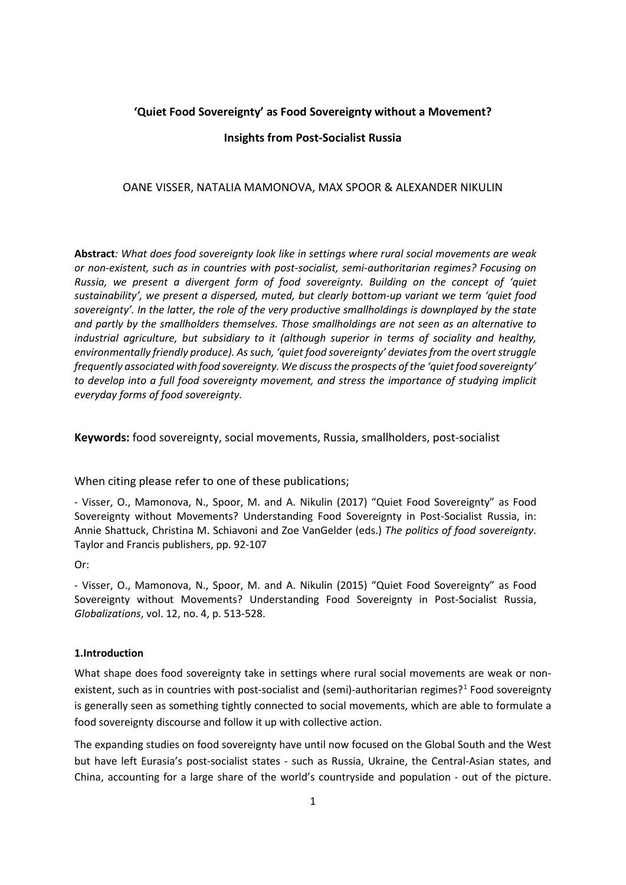# 'Quiet Food Sovereignty' as Food Sovereignty without a Movement?

## Insights from Post-Socialist Russia

OANE VISSER, NATALIA MAMONOVA, MAX SPOOR & ALEXANDER NIKULIN

**Abstract***: What does food sovereignty look like in settings where rural social movements are weak or non-existent, such as in countries with post-socialist, semi-authoritarian regimes? Focusing on Russia, we present a divergent form of food sovereignty. Building on the concept of 'quiet sustainability', we present a dispersed, muted, but clearly bottom-up variant we term 'quiet food sovereignty'. In the latter, the role of the very productive smallholdings is downplayed by the state and partly by the smallholders themselves. Those smallholdings are not seen as an alternative to industrial agriculture, but subsidiary to it (although superior in terms of sociality and healthy, environmentally friendly produce). As such, 'quiet food sovereignty' deviates from the overt struggle frequently associated with food sovereignty. We discuss the prospects of the 'quiet food sovereignty' to develop into a full food sovereignty movement, and stress the importance of studying implicit everyday forms of food sovereignty.*

**Keywords:** food sovereignty, social movements, Russia, smallholders, post-socialist

When citing please refer to one of these publications;

- Visser, O., Mamonova, N., Spoor, M. and A. Nikulin (2017) "Quiet Food Sovereignty" as Food Sovereignty without Movements? Understanding Food Sovereignty in Post-Socialist Russia, in: Annie Shattuck, Christina M. Schiavoni and Zoe VanGelder (eds.) *The politics of food sovereignty*. Taylor and Francis publishers, pp. 92-107

Or:

- Visser, O., Mamonova, N., Spoor, M. and A. Nikulin (2015) "Quiet Food Sovereignty" as Food Sovereignty without Movements? Understanding Food Sovereignty in Post-Socialist Russia, *Globalizations*, vol. 12, no. 4, p. 513-528.

### 1. Introduction

What shape does food sovereignty take in settings where rural social movements are weak or non-existent, such as in countries with post-socialist and (semi)-authoritarian regimes?[1] Food sovereignty is generally seen as something tightly connected to social movements, which are able to formulate a food sovereignty discourse and follow it up with collective action.

The expanding studies on food sovereignty have until now focused on the Global South and the West but have left Eurasia's post-socialist states - such as Russia, Ukraine, the Central-Asian states, and China, accounting for a large share of the world's countryside and population - out of the picture.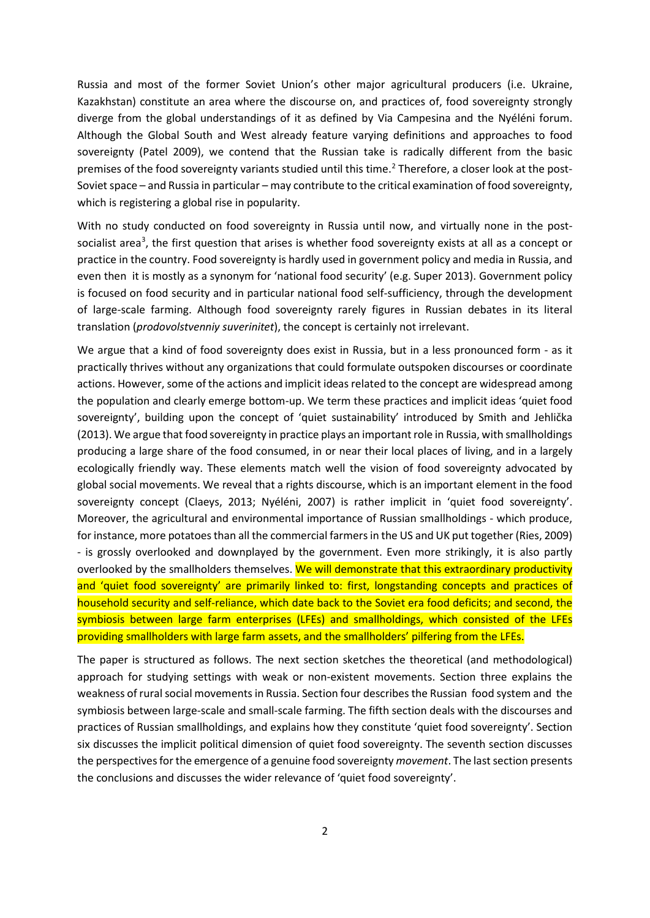Russia and most of the former Soviet Union's other major agricultural producers (i.e. Ukraine, Kazakhstan) constitute an area where the discourse on, and practices of, food sovereignty strongly diverge from the global understandings of it as defined by Via Campesina and the Nyéléni forum. Although the Global South and West already feature varying definitions and approaches to food sovereignty (Patel 2009), we contend that the Russian take is radically different from the basic premises of the food sovereignty variants studied until this time.[2] Therefore, a closer look at the post-Soviet space – and Russia in particular – may contribute to the critical examination of food sovereignty, which is registering a global rise in popularity.

With no study conducted on food sovereignty in Russia until now, and virtually none in the post-socialist area[3], the first question that arises is whether food sovereignty exists at all as a concept or practice in the country. Food sovereignty is hardly used in government policy and media in Russia, and even then it is mostly as a synonym for 'national food security' (e.g. Super 2013). Government policy is focused on food security and in particular national food self-sufficiency, through the development of large-scale farming. Although food sovereignty rarely figures in Russian debates in its literal translation (*prodovolstvenniy suverinitet*), the concept is certainly not irrelevant.

We argue that a kind of food sovereignty does exist in Russia, but in a less pronounced form - as it practically thrives without any organizations that could formulate outspoken discourses or coordinate actions. However, some of the actions and implicit ideas related to the concept are widespread among the population and clearly emerge bottom-up. We term these practices and implicit ideas 'quiet food sovereignty', building upon the concept of 'quiet sustainability' introduced by Smith and Jehlička (2013). We argue that food sovereignty in practice plays an important role in Russia, with smallholdings producing a large share of the food consumed, in or near their local places of living, and in a largely ecologically friendly way. These elements match well the vision of food sovereignty advocated by global social movements. We reveal that a rights discourse, which is an important element in the food sovereignty concept (Claeys, 2013; Nyéléni, 2007) is rather implicit in 'quiet food sovereignty'. Moreover, the agricultural and environmental importance of Russian smallholdings - which produce, for instance, more potatoes than all the commercial farmers in the US and UK put together (Ries, 2009) - is grossly overlooked and downplayed by the government. Even more strikingly, it is also partly overlooked by the smallholders themselves. We will demonstrate that this extraordinary productivity and 'quiet food sovereignty' are primarily linked to: first, longstanding concepts and practices of household security and self-reliance, which date back to the Soviet era food deficits; and second, the symbiosis between large farm enterprises (LFEs) and smallholdings, which consisted of the LFEs providing smallholders with large farm assets, and the smallholders' pilfering from the LFEs.

The paper is structured as follows. The next section sketches the theoretical (and methodological) approach for studying settings with weak or non-existent movements. Section three explains the weakness of rural social movements in Russia. Section four describes the Russian food system and the symbiosis between large-scale and small-scale farming. The fifth section deals with the discourses and practices of Russian smallholdings, and explains how they constitute 'quiet food sovereignty'. Section six discusses the implicit political dimension of quiet food sovereignty. The seventh section discusses the perspectives for the emergence of a genuine food sovereignty *movement*. The last section presents the conclusions and discusses the wider relevance of 'quiet food sovereignty'.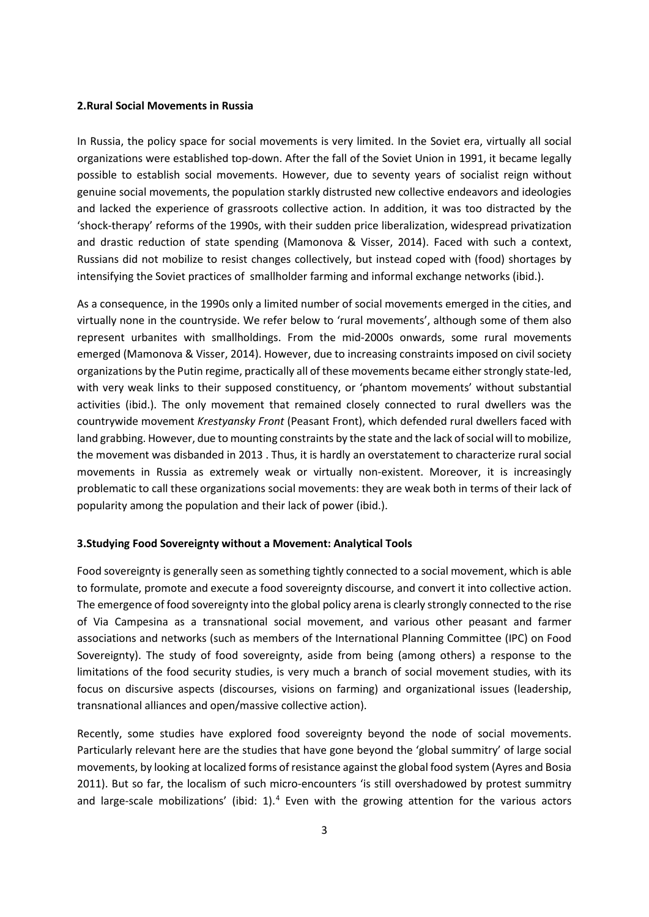## 2.Rural Social Movements in Russia

In Russia, the policy space for social movements is very limited. In the Soviet era, virtually all social organizations were established top-down. After the fall of the Soviet Union in 1991, it became legally possible to establish social movements. However, due to seventy years of socialist reign without genuine social movements, the population starkly distrusted new collective endeavors and ideologies and lacked the experience of grassroots collective action. In addition, it was too distracted by the 'shock-therapy' reforms of the 1990s, with their sudden price liberalization, widespread privatization and drastic reduction of state spending (Mamonova & Visser, 2014). Faced with such a context, Russians did not mobilize to resist changes collectively, but instead coped with (food) shortages by intensifying the Soviet practices of smallholder farming and informal exchange networks (ibid.).

As a consequence, in the 1990s only a limited number of social movements emerged in the cities, and virtually none in the countryside. We refer below to 'rural movements', although some of them also represent urbanites with smallholdings. From the mid-2000s onwards, some rural movements emerged (Mamonova & Visser, 2014). However, due to increasing constraints imposed on civil society organizations by the Putin regime, practically all of these movements became either strongly state-led, with very weak links to their supposed constituency, or 'phantom movements' without substantial activities (ibid.). The only movement that remained closely connected to rural dwellers was the countrywide movement *Krestyansky Front* (Peasant Front), which defended rural dwellers faced with land grabbing. However, due to mounting constraints by the state and the lack of social will to mobilize, the movement was disbanded in 2013 . Thus, it is hardly an overstatement to characterize rural social movements in Russia as extremely weak or virtually non-existent. Moreover, it is increasingly problematic to call these organizations social movements: they are weak both in terms of their lack of popularity among the population and their lack of power (ibid.).

## 3.Studying Food Sovereignty without a Movement: Analytical Tools

Food sovereignty is generally seen as something tightly connected to a social movement, which is able to formulate, promote and execute a food sovereignty discourse, and convert it into collective action. The emergence of food sovereignty into the global policy arena is clearly strongly connected to the rise of Via Campesina as a transnational social movement, and various other peasant and farmer associations and networks (such as members of the International Planning Committee (IPC) on Food Sovereignty). The study of food sovereignty, aside from being (among others) a response to the limitations of the food security studies, is very much a branch of social movement studies, with its focus on discursive aspects (discourses, visions on farming) and organizational issues (leadership, transnational alliances and open/massive collective action).

Recently, some studies have explored food sovereignty beyond the node of social movements. Particularly relevant here are the studies that have gone beyond the 'global summitry' of large social movements, by looking at localized forms of resistance against the global food system (Ayres and Bosia 2011). But so far, the localism of such micro-encounters 'is still overshadowed by protest summitry and large-scale mobilizations' (ibid: 1).[4] Even with the growing attention for the various actors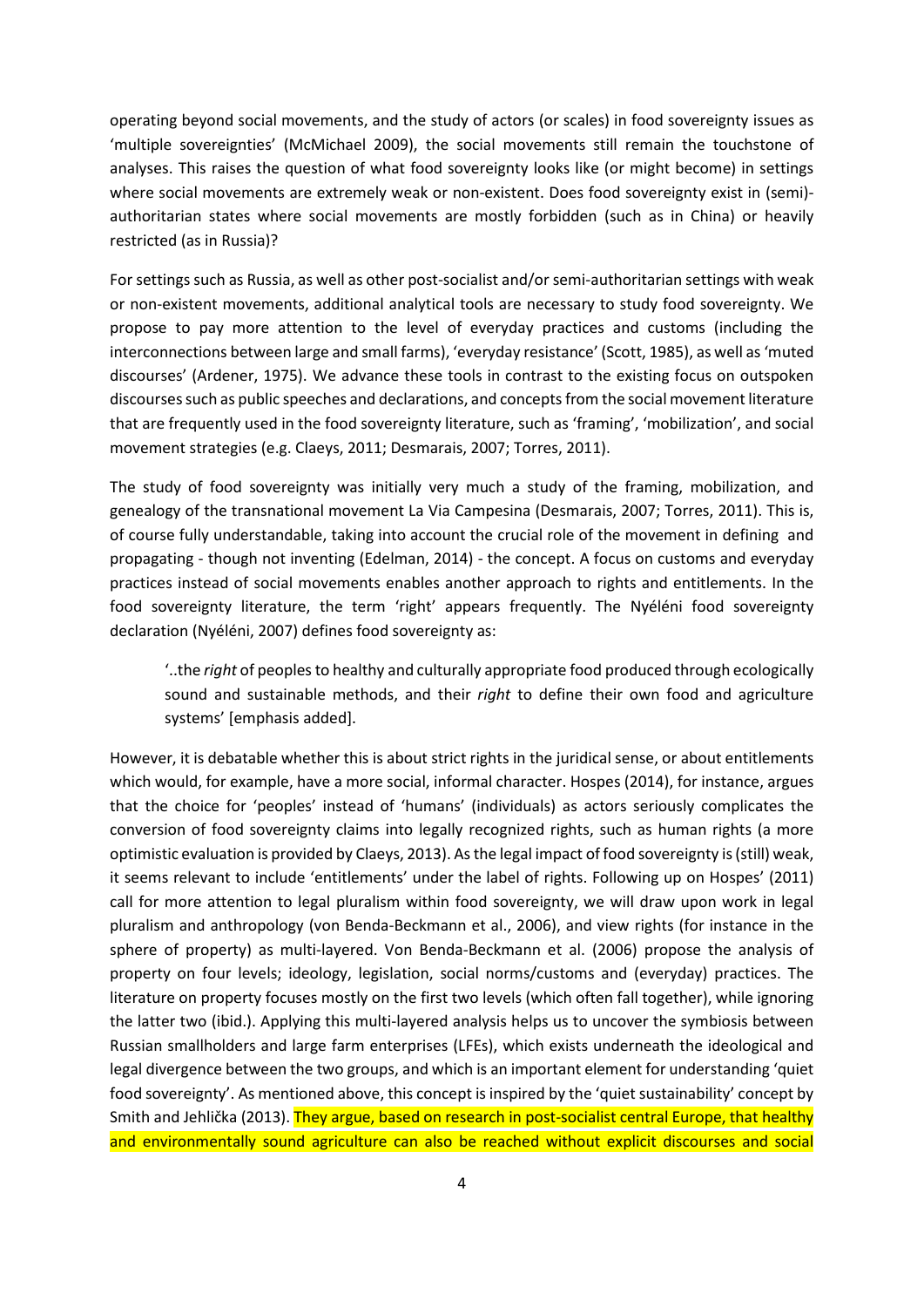operating beyond social movements, and the study of actors (or scales) in food sovereignty issues as 'multiple sovereignties' (McMichael 2009), the social movements still remain the touchstone of analyses. This raises the question of what food sovereignty looks like (or might become) in settings where social movements are extremely weak or non-existent. Does food sovereignty exist in (semi)-authoritarian states where social movements are mostly forbidden (such as in China) or heavily restricted (as in Russia)?

For settings such as Russia, as well as other post-socialist and/or semi-authoritarian settings with weak or non-existent movements, additional analytical tools are necessary to study food sovereignty. We propose to pay more attention to the level of everyday practices and customs (including the interconnections between large and small farms), 'everyday resistance' (Scott, 1985), as well as 'muted discourses' (Ardener, 1975). We advance these tools in contrast to the existing focus on outspoken discourses such as public speeches and declarations, and concepts from the social movement literature that are frequently used in the food sovereignty literature, such as 'framing', 'mobilization', and social movement strategies (e.g. Claeys, 2011; Desmarais, 2007; Torres, 2011).

The study of food sovereignty was initially very much a study of the framing, mobilization, and genealogy of the transnational movement La Via Campesina (Desmarais, 2007; Torres, 2011). This is, of course fully understandable, taking into account the crucial role of the movement in defining and propagating - though not inventing (Edelman, 2014) - the concept. A focus on customs and everyday practices instead of social movements enables another approach to rights and entitlements. In the food sovereignty literature, the term 'right' appears frequently. The Nyéléni food sovereignty declaration (Nyéléni, 2007) defines food sovereignty as:

> '..the *right* of peoples to healthy and culturally appropriate food produced through ecologically sound and sustainable methods, and their *right* to define their own food and agriculture systems' [emphasis added].

However, it is debatable whether this is about strict rights in the juridical sense, or about entitlements which would, for example, have a more social, informal character. Hospes (2014), for instance, argues that the choice for 'peoples' instead of 'humans' (individuals) as actors seriously complicates the conversion of food sovereignty claims into legally recognized rights, such as human rights (a more optimistic evaluation is provided by Claeys, 2013). As the legal impact of food sovereignty is (still) weak, it seems relevant to include 'entitlements' under the label of rights. Following up on Hospes' (2011) call for more attention to legal pluralism within food sovereignty, we will draw upon work in legal pluralism and anthropology (von Benda-Beckmann et al., 2006), and view rights (for instance in the sphere of property) as multi-layered. Von Benda-Beckmann et al. (2006) propose the analysis of property on four levels; ideology, legislation, social norms/customs and (everyday) practices. The literature on property focuses mostly on the first two levels (which often fall together), while ignoring the latter two (ibid.). Applying this multi-layered analysis helps us to uncover the symbiosis between Russian smallholders and large farm enterprises (LFEs), which exists underneath the ideological and legal divergence between the two groups, and which is an important element for understanding 'quiet food sovereignty'. As mentioned above, this concept is inspired by the 'quiet sustainability' concept by Smith and Jehlička (2013). They argue, based on research in post-socialist central Europe, that healthy and environmentally sound agriculture can also be reached without explicit discourses and social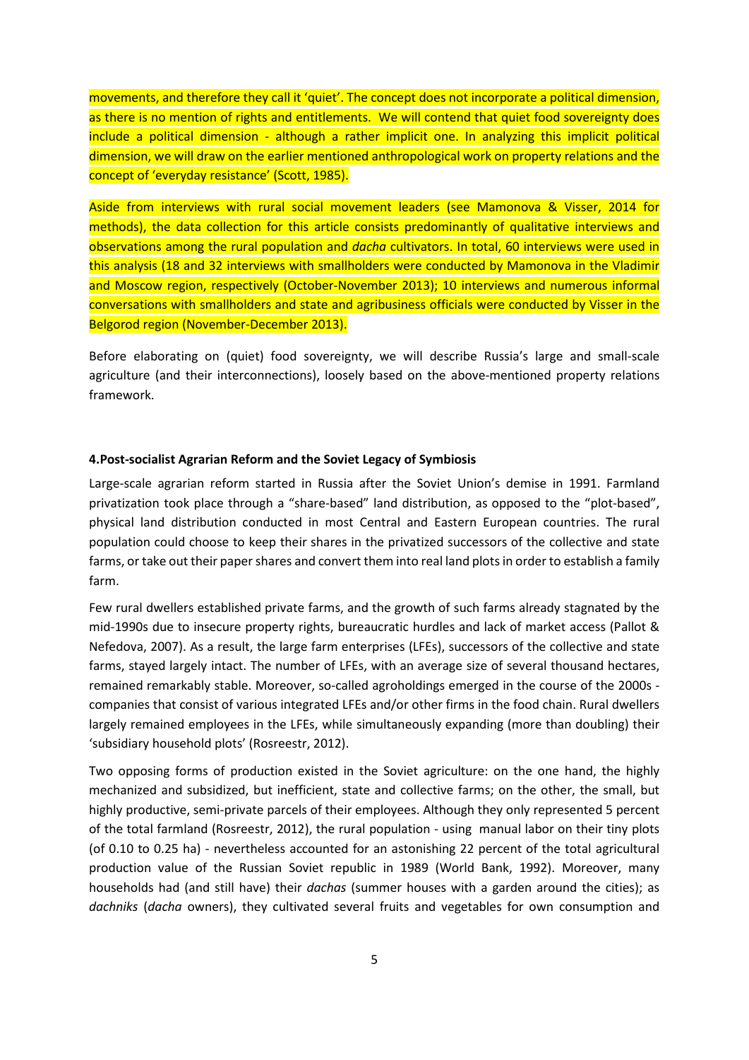movements, and therefore they call it 'quiet'. The concept does not incorporate a political dimension, as there is no mention of rights and entitlements. We will contend that quiet food sovereignty does include a political dimension - although a rather implicit one. In analyzing this implicit political dimension, we will draw on the earlier mentioned anthropological work on property relations and the concept of 'everyday resistance' (Scott, 1985).

Aside from interviews with rural social movement leaders (see Mamonova & Visser, 2014 for methods), the data collection for this article consists predominantly of qualitative interviews and observations among the rural population and *dacha* cultivators. In total, 60 interviews were used in this analysis (18 and 32 interviews with smallholders were conducted by Mamonova in the Vladimir and Moscow region, respectively (October-November 2013); 10 interviews and numerous informal conversations with smallholders and state and agribusiness officials were conducted by Visser in the Belgorod region (November-December 2013).

Before elaborating on (quiet) food sovereignty, we will describe Russia's large and small-scale agriculture (and their interconnections), loosely based on the above-mentioned property relations framework.

## 4. Post-socialist Agrarian Reform and the Soviet Legacy of Symbiosis

Large-scale agrarian reform started in Russia after the Soviet Union's demise in 1991. Farmland privatization took place through a "share-based" land distribution, as opposed to the "plot-based", physical land distribution conducted in most Central and Eastern European countries. The rural population could choose to keep their shares in the privatized successors of the collective and state farms, or take out their paper shares and convert them into real land plots in order to establish a family farm.

Few rural dwellers established private farms, and the growth of such farms already stagnated by the mid-1990s due to insecure property rights, bureaucratic hurdles and lack of market access (Pallot & Nefedova, 2007). As a result, the large farm enterprises (LFEs), successors of the collective and state farms, stayed largely intact. The number of LFEs, with an average size of several thousand hectares, remained remarkably stable. Moreover, so-called agroholdings emerged in the course of the 2000s - companies that consist of various integrated LFEs and/or other firms in the food chain. Rural dwellers largely remained employees in the LFEs, while simultaneously expanding (more than doubling) their 'subsidiary household plots' (Rosreestr, 2012).

Two opposing forms of production existed in the Soviet agriculture: on the one hand, the highly mechanized and subsidized, but inefficient, state and collective farms; on the other, the small, but highly productive, semi-private parcels of their employees. Although they only represented 5 percent of the total farmland (Rosreestr, 2012), the rural population - using manual labor on their tiny plots (of 0.10 to 0.25 ha) - nevertheless accounted for an astonishing 22 percent of the total agricultural production value of the Russian Soviet republic in 1989 (World Bank, 1992). Moreover, many households had (and still have) their *dachas* (summer houses with a garden around the cities); as *dachniks* (*dacha* owners), they cultivated several fruits and vegetables for own consumption and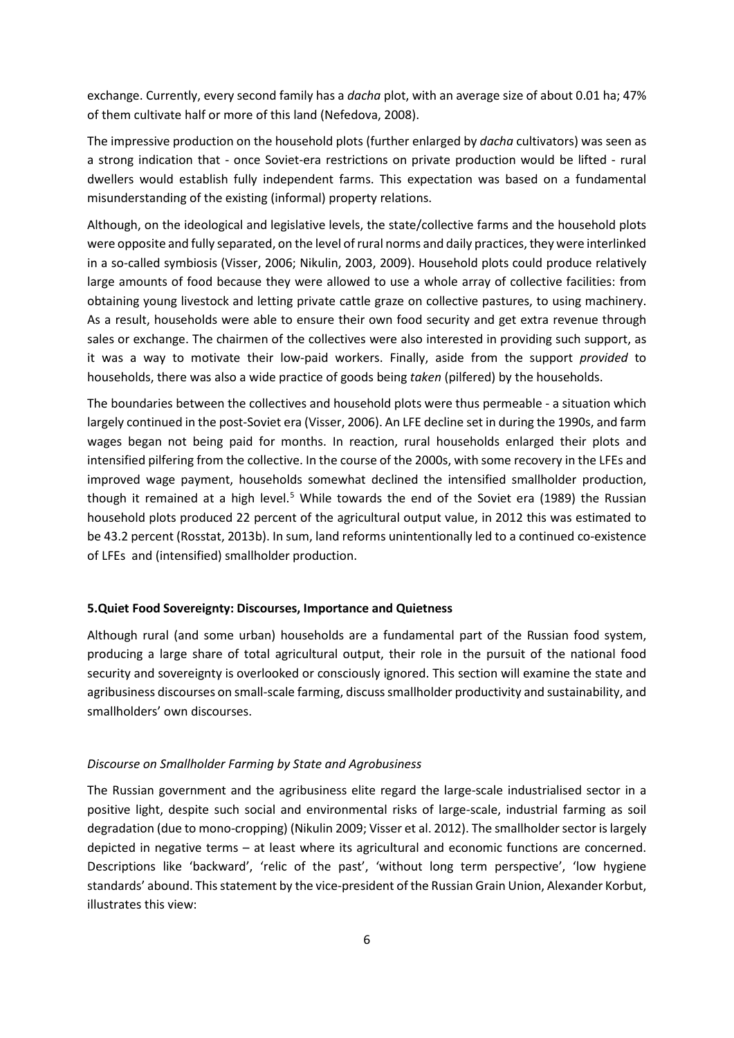exchange. Currently, every second family has a *dacha* plot, with an average size of about 0.01 ha; 47% of them cultivate half or more of this land (Nefedova, 2008).

The impressive production on the household plots (further enlarged by *dacha* cultivators) was seen as a strong indication that - once Soviet-era restrictions on private production would be lifted - rural dwellers would establish fully independent farms. This expectation was based on a fundamental misunderstanding of the existing (informal) property relations.

Although, on the ideological and legislative levels, the state/collective farms and the household plots were opposite and fully separated, on the level of rural norms and daily practices, they were interlinked in a so-called symbiosis (Visser, 2006; Nikulin, 2003, 2009). Household plots could produce relatively large amounts of food because they were allowed to use a whole array of collective facilities: from obtaining young livestock and letting private cattle graze on collective pastures, to using machinery. As a result, households were able to ensure their own food security and get extra revenue through sales or exchange. The chairmen of the collectives were also interested in providing such support, as it was a way to motivate their low-paid workers. Finally, aside from the support *provided* to households, there was also a wide practice of goods being *taken* (pilfered) by the households.

The boundaries between the collectives and household plots were thus permeable - a situation which largely continued in the post-Soviet era (Visser, 2006). An LFE decline set in during the 1990s, and farm wages began not being paid for months. In reaction, rural households enlarged their plots and intensified pilfering from the collective. In the course of the 2000s, with some recovery in the LFEs and improved wage payment, households somewhat declined the intensified smallholder production, though it remained at a high level.[5] While towards the end of the Soviet era (1989) the Russian household plots produced 22 percent of the agricultural output value, in 2012 this was estimated to be 43.2 percent (Rosstat, 2013b). In sum, land reforms unintentionally led to a continued co-existence of LFEs and (intensified) smallholder production.

## 5.Quiet Food Sovereignty: Discourses, Importance and Quietness

Although rural (and some urban) households are a fundamental part of the Russian food system, producing a large share of total agricultural output, their role in the pursuit of the national food security and sovereignty is overlooked or consciously ignored. This section will examine the state and agribusiness discourses on small-scale farming, discuss smallholder productivity and sustainability, and smallholders' own discourses.

### *Discourse on Smallholder Farming by State and Agrobusiness*

The Russian government and the agribusiness elite regard the large-scale industrialised sector in a positive light, despite such social and environmental risks of large-scale, industrial farming as soil degradation (due to mono-cropping) (Nikulin 2009; Visser et al. 2012). The smallholder sector is largely depicted in negative terms – at least where its agricultural and economic functions are concerned. Descriptions like 'backward', 'relic of the past', 'without long term perspective', 'low hygiene standards' abound. This statement by the vice-president of the Russian Grain Union, Alexander Korbut, illustrates this view: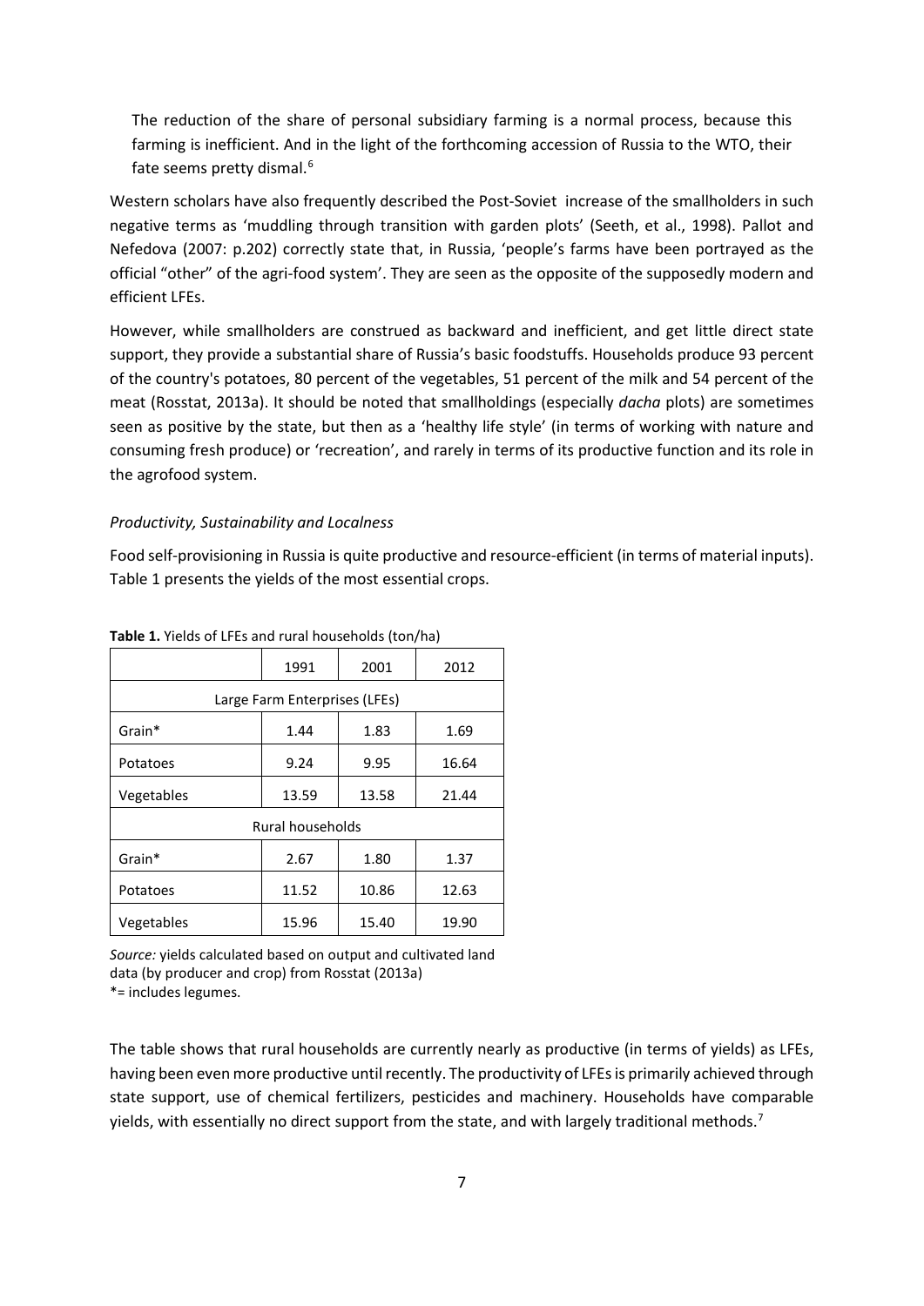> The reduction of the share of personal subsidiary farming is a normal process, because this farming is inefficient. And in the light of the forthcoming accession of Russia to the WTO, their fate seems pretty dismal.[6]

Western scholars have also frequently described the Post-Soviet increase of the smallholders in such negative terms as 'muddling through transition with garden plots' (Seeth, et al., 1998). Pallot and Nefedova (2007: p.202) correctly state that, in Russia, 'people's farms have been portrayed as the official "other" of the agri-food system'. They are seen as the opposite of the supposedly modern and efficient LFEs.

However, while smallholders are construed as backward and inefficient, and get little direct state support, they provide a substantial share of Russia's basic foodstuffs. Households produce 93 percent of the country's potatoes, 80 percent of the vegetables, 51 percent of the milk and 54 percent of the meat (Rosstat, 2013a). It should be noted that smallholdings (especially *dacha* plots) are sometimes seen as positive by the state, but then as a 'healthy life style' (in terms of working with nature and consuming fresh produce) or 'recreation', and rarely in terms of its productive function and its role in the agrofood system.

*Productivity, Sustainability and Localness*

Food self-provisioning in Russia is quite productive and resource-efficient (in terms of material inputs). Table 1 presents the yields of the most essential crops.

**Table 1.** Yields of LFEs and rural households (ton/ha)

| | 1991 | 2001 | 2012 |
|---|---|---|---|
| Large Farm Enterprises (LFEs) | | | |
| Grain* | 1.44 | 1.83 | 1.69 |
| Potatoes | 9.24 | 9.95 | 16.64 |
| Vegetables | 13.59 | 13.58 | 21.44 |
| Rural households | | | |
| Grain* | 2.67 | 1.80 | 1.37 |
| Potatoes | 11.52 | 10.86 | 12.63 |
| Vegetables | 15.96 | 15.40 | 19.90 |

*Source:* yields calculated based on output and cultivated land data (by producer and crop) from Rosstat (2013a)
*= includes legumes.

The table shows that rural households are currently nearly as productive (in terms of yields) as LFEs, having been even more productive until recently. The productivity of LFEs is primarily achieved through state support, use of chemical fertilizers, pesticides and machinery. Households have comparable yields, with essentially no direct support from the state, and with largely traditional methods.[7]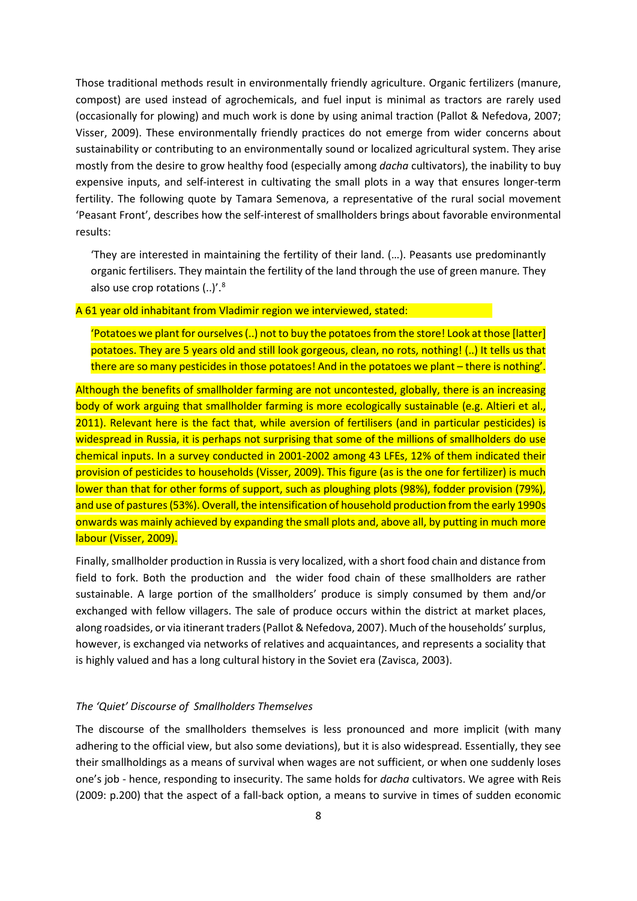Those traditional methods result in environmentally friendly agriculture. Organic fertilizers (manure, compost) are used instead of agrochemicals, and fuel input is minimal as tractors are rarely used (occasionally for plowing) and much work is done by using animal traction (Pallot & Nefedova, 2007; Visser, 2009). These environmentally friendly practices do not emerge from wider concerns about sustainability or contributing to an environmentally sound or localized agricultural system. They arise mostly from the desire to grow healthy food (especially among *dacha* cultivators), the inability to buy expensive inputs, and self-interest in cultivating the small plots in a way that ensures longer-term fertility. The following quote by Tamara Semenova, a representative of the rural social movement 'Peasant Front', describes how the self-interest of smallholders brings about favorable environmental results:

> 'They are interested in maintaining the fertility of their land. (…). Peasants use predominantly organic fertilisers. They maintain the fertility of the land through the use of green manure. They also use crop rotations (..)'.[8]

A 61 year old inhabitant from Vladimir region we interviewed, stated:

> 'Potatoes we plant for ourselves (..) not to buy the potatoes from the store! Look at those [latter] potatoes. They are 5 years old and still look gorgeous, clean, no rots, nothing! (..) It tells us that there are so many pesticides in those potatoes! And in the potatoes we plant – there is nothing'.

Although the benefits of smallholder farming are not uncontested, globally, there is an increasing body of work arguing that smallholder farming is more ecologically sustainable (e.g. Altieri et al., 2011). Relevant here is the fact that, while aversion of fertilisers (and in particular pesticides) is widespread in Russia, it is perhaps not surprising that some of the millions of smallholders do use chemical inputs. In a survey conducted in 2001-2002 among 43 LFEs, 12% of them indicated their provision of pesticides to households (Visser, 2009). This figure (as is the one for fertilizer) is much lower than that for other forms of support, such as ploughing plots (98%), fodder provision (79%), and use of pastures (53%). Overall, the intensification of household production from the early 1990s onwards was mainly achieved by expanding the small plots and, above all, by putting in much more labour (Visser, 2009).

Finally, smallholder production in Russia is very localized, with a short food chain and distance from field to fork. Both the production and the wider food chain of these smallholders are rather sustainable. A large portion of the smallholders' produce is simply consumed by them and/or exchanged with fellow villagers. The sale of produce occurs within the district at market places, along roadsides, or via itinerant traders (Pallot & Nefedova, 2007). Much of the households' surplus, however, is exchanged via networks of relatives and acquaintances, and represents a sociality that is highly valued and has a long cultural history in the Soviet era (Zavisca, 2003).

### *The 'Quiet' Discourse of Smallholders Themselves*

The discourse of the smallholders themselves is less pronounced and more implicit (with many adhering to the official view, but also some deviations), but it is also widespread. Essentially, they see their smallholdings as a means of survival when wages are not sufficient, or when one suddenly loses one's job - hence, responding to insecurity. The same holds for *dacha* cultivators. We agree with Reis (2009: p.200) that the aspect of a fall-back option, a means to survive in times of sudden economic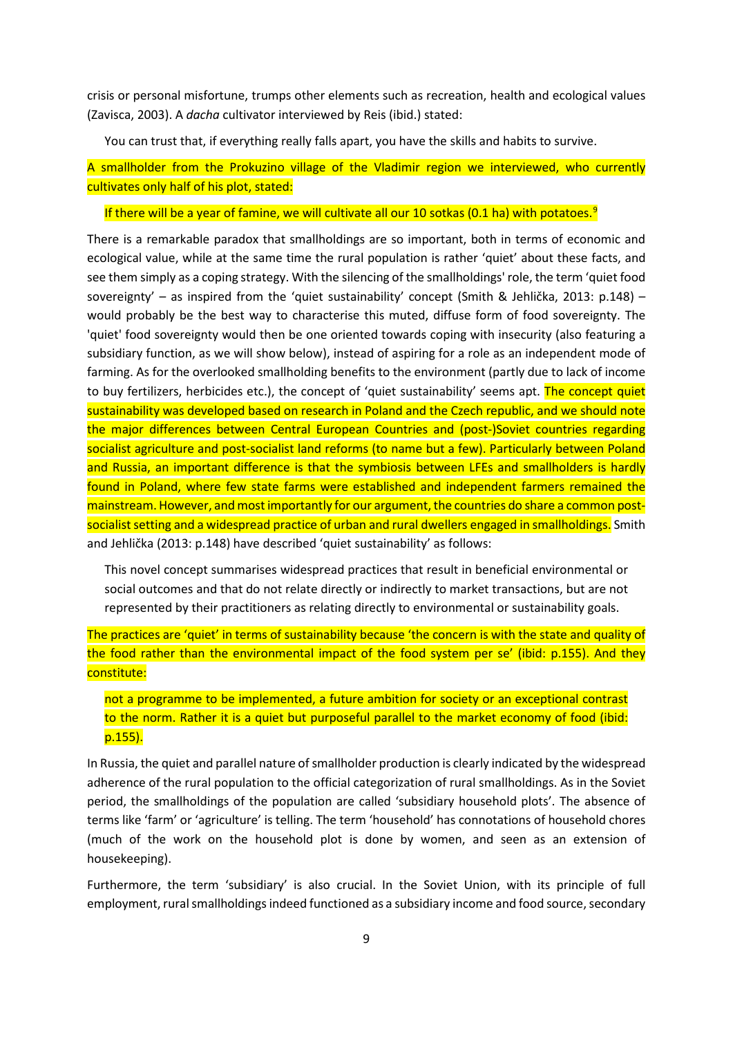crisis or personal misfortune, trumps other elements such as recreation, health and ecological values (Zavisca, 2003). A *dacha* cultivator interviewed by Reis (ibid.) stated:

> You can trust that, if everything really falls apart, you have the skills and habits to survive.

A smallholder from the Prokuzino village of the Vladimir region we interviewed, who currently cultivates only half of his plot, stated:

> If there will be a year of famine, we will cultivate all our 10 sotkas (0.1 ha) with potatoes.[9]

There is a remarkable paradox that smallholdings are so important, both in terms of economic and ecological value, while at the same time the rural population is rather 'quiet' about these facts, and see them simply as a coping strategy. With the silencing of the smallholdings' role, the term 'quiet food sovereignty' – as inspired from the 'quiet sustainability' concept (Smith & Jehlička, 2013: p.148) – would probably be the best way to characterise this muted, diffuse form of food sovereignty. The 'quiet' food sovereignty would then be one oriented towards coping with insecurity (also featuring a subsidiary function, as we will show below), instead of aspiring for a role as an independent mode of farming. As for the overlooked smallholding benefits to the environment (partly due to lack of income to buy fertilizers, herbicides etc.), the concept of 'quiet sustainability' seems apt. The concept quiet sustainability was developed based on research in Poland and the Czech republic, and we should note the major differences between Central European Countries and (post-)Soviet countries regarding socialist agriculture and post-socialist land reforms (to name but a few). Particularly between Poland and Russia, an important difference is that the symbiosis between LFEs and smallholders is hardly found in Poland, where few state farms were established and independent farmers remained the mainstream. However, and most importantly for our argument, the countries do share a common post-socialist setting and a widespread practice of urban and rural dwellers engaged in smallholdings. Smith and Jehlička (2013: p.148) have described 'quiet sustainability' as follows:

> This novel concept summarises widespread practices that result in beneficial environmental or social outcomes and that do not relate directly or indirectly to market transactions, but are not represented by their practitioners as relating directly to environmental or sustainability goals.

The practices are 'quiet' in terms of sustainability because 'the concern is with the state and quality of the food rather than the environmental impact of the food system per se' (ibid: p.155). And they constitute:

> not a programme to be implemented, a future ambition for society or an exceptional contrast to the norm. Rather it is a quiet but purposeful parallel to the market economy of food (ibid: p.155).

In Russia, the quiet and parallel nature of smallholder production is clearly indicated by the widespread adherence of the rural population to the official categorization of rural smallholdings. As in the Soviet period, the smallholdings of the population are called 'subsidiary household plots'. The absence of terms like 'farm' or 'agriculture' is telling. The term 'household' has connotations of household chores (much of the work on the household plot is done by women, and seen as an extension of housekeeping).

Furthermore, the term 'subsidiary' is also crucial. In the Soviet Union, with its principle of full employment, rural smallholdings indeed functioned as a subsidiary income and food source, secondary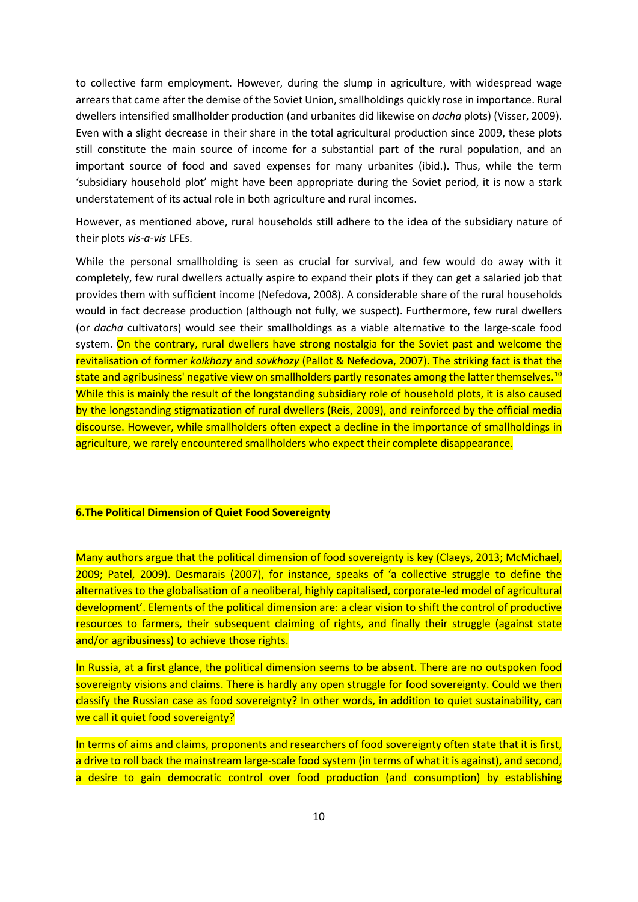to collective farm employment. However, during the slump in agriculture, with widespread wage arrears that came after the demise of the Soviet Union, smallholdings quickly rose in importance. Rural dwellers intensified smallholder production (and urbanites did likewise on *dacha* plots) (Visser, 2009). Even with a slight decrease in their share in the total agricultural production since 2009, these plots still constitute the main source of income for a substantial part of the rural population, and an important source of food and saved expenses for many urbanites (ibid.). Thus, while the term 'subsidiary household plot' might have been appropriate during the Soviet period, it is now a stark understatement of its actual role in both agriculture and rural incomes.

However, as mentioned above, rural households still adhere to the idea of the subsidiary nature of their plots *vis-a-vis* LFEs.

While the personal smallholding is seen as crucial for survival, and few would do away with it completely, few rural dwellers actually aspire to expand their plots if they can get a salaried job that provides them with sufficient income (Nefedova, 2008). A considerable share of the rural households would in fact decrease production (although not fully, we suspect). Furthermore, few rural dwellers (or *dacha* cultivators) would see their smallholdings as a viable alternative to the large-scale food system. On the contrary, rural dwellers have strong nostalgia for the Soviet past and welcome the revitalisation of former *kolkhozy* and *sovkhozy* (Pallot & Nefedova, 2007). The striking fact is that the state and agribusiness' negative view on smallholders partly resonates among the latter themselves.[10] While this is mainly the result of the longstanding subsidiary role of household plots, it is also caused by the longstanding stigmatization of rural dwellers (Reis, 2009), and reinforced by the official media discourse. However, while smallholders often expect a decline in the importance of smallholdings in agriculture, we rarely encountered smallholders who expect their complete disappearance.

## 6. The Political Dimension of Quiet Food Sovereignty

Many authors argue that the political dimension of food sovereignty is key (Claeys, 2013; McMichael, 2009; Patel, 2009). Desmarais (2007), for instance, speaks of 'a collective struggle to define the alternatives to the globalisation of a neoliberal, highly capitalised, corporate-led model of agricultural development'. Elements of the political dimension are: a clear vision to shift the control of productive resources to farmers, their subsequent claiming of rights, and finally their struggle (against state and/or agribusiness) to achieve those rights.

In Russia, at a first glance, the political dimension seems to be absent. There are no outspoken food sovereignty visions and claims. There is hardly any open struggle for food sovereignty. Could we then classify the Russian case as food sovereignty? In other words, in addition to quiet sustainability, can we call it quiet food sovereignty?

In terms of aims and claims, proponents and researchers of food sovereignty often state that it is first, a drive to roll back the mainstream large-scale food system (in terms of what it is against), and second, a desire to gain democratic control over food production (and consumption) by establishing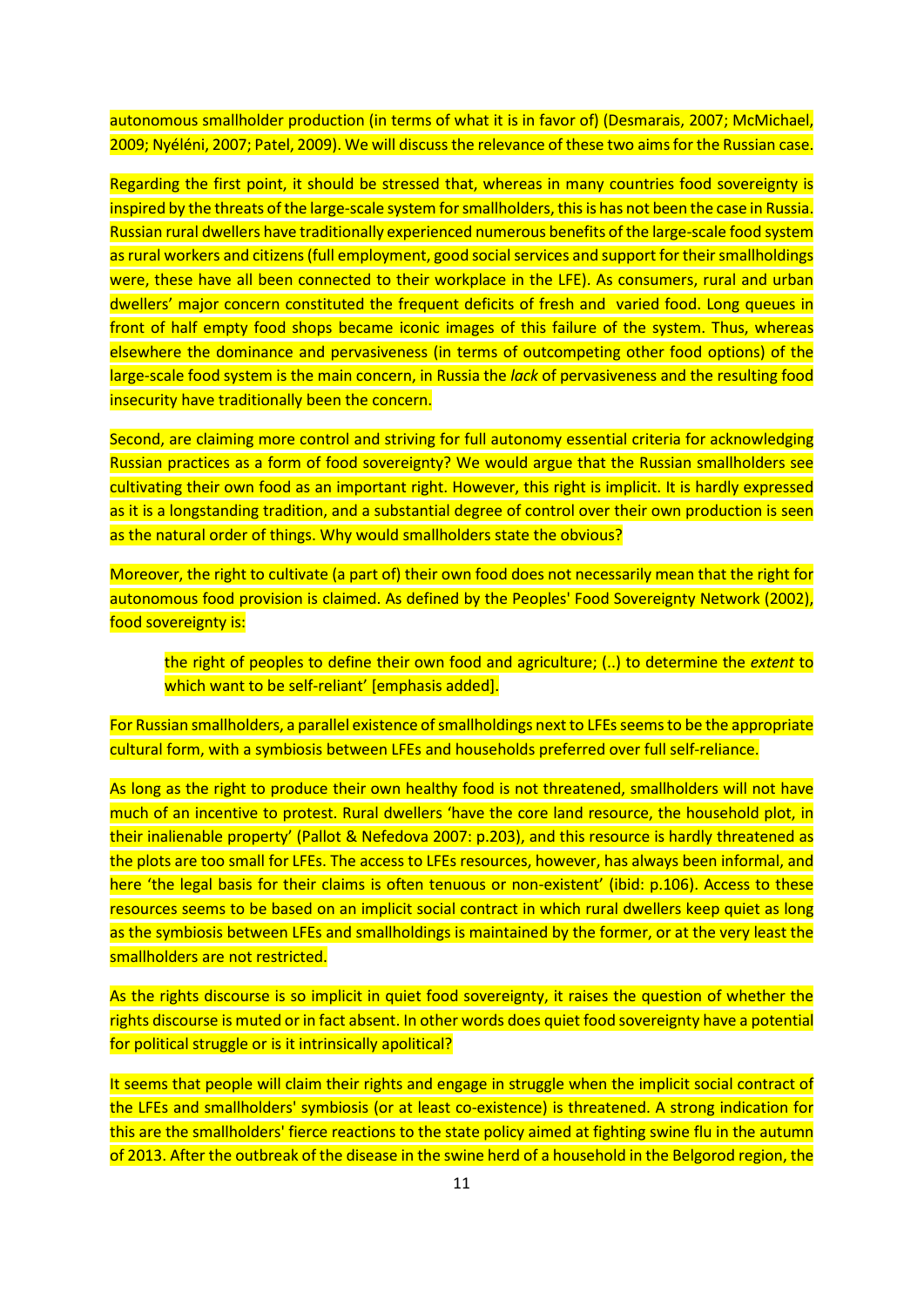autonomous smallholder production (in terms of what it is in favor of) (Desmarais, 2007; McMichael, 2009; Nyéléni, 2007; Patel, 2009). We will discuss the relevance of these two aims for the Russian case.

Regarding the first point, it should be stressed that, whereas in many countries food sovereignty is inspired by the threats of the large-scale system for smallholders, this is has not been the case in Russia. Russian rural dwellers have traditionally experienced numerous benefits of the large-scale food system as rural workers and citizens (full employment, good social services and support for their smallholdings were, these have all been connected to their workplace in the LFE). As consumers, rural and urban dwellers' major concern constituted the frequent deficits of fresh and varied food. Long queues in front of half empty food shops became iconic images of this failure of the system. Thus, whereas elsewhere the dominance and pervasiveness (in terms of outcompeting other food options) of the large-scale food system is the main concern, in Russia the *lack* of pervasiveness and the resulting food insecurity have traditionally been the concern.

Second, are claiming more control and striving for full autonomy essential criteria for acknowledging Russian practices as a form of food sovereignty? We would argue that the Russian smallholders see cultivating their own food as an important right. However, this right is implicit. It is hardly expressed as it is a longstanding tradition, and a substantial degree of control over their own production is seen as the natural order of things. Why would smallholders state the obvious?

Moreover, the right to cultivate (a part of) their own food does not necessarily mean that the right for autonomous food provision is claimed. As defined by the Peoples' Food Sovereignty Network (2002), food sovereignty is:

> the right of peoples to define their own food and agriculture; (..) to determine the *extent* to which want to be self-reliant' [emphasis added].

For Russian smallholders, a parallel existence of smallholdings next to LFEs seems to be the appropriate cultural form, with a symbiosis between LFEs and households preferred over full self-reliance.

As long as the right to produce their own healthy food is not threatened, smallholders will not have much of an incentive to protest. Rural dwellers 'have the core land resource, the household plot, in their inalienable property' (Pallot & Nefedova 2007: p.203), and this resource is hardly threatened as the plots are too small for LFEs. The access to LFEs resources, however, has always been informal, and here 'the legal basis for their claims is often tenuous or non-existent' (ibid: p.106). Access to these resources seems to be based on an implicit social contract in which rural dwellers keep quiet as long as the symbiosis between LFEs and smallholdings is maintained by the former, or at the very least the smallholders are not restricted.

As the rights discourse is so implicit in quiet food sovereignty, it raises the question of whether the rights discourse is muted or in fact absent. In other words does quiet food sovereignty have a potential for political struggle or is it intrinsically apolitical?

It seems that people will claim their rights and engage in struggle when the implicit social contract of the LFEs and smallholders' symbiosis (or at least co-existence) is threatened. A strong indication for this are the smallholders' fierce reactions to the state policy aimed at fighting swine flu in the autumn of 2013. After the outbreak of the disease in the swine herd of a household in the Belgorod region, the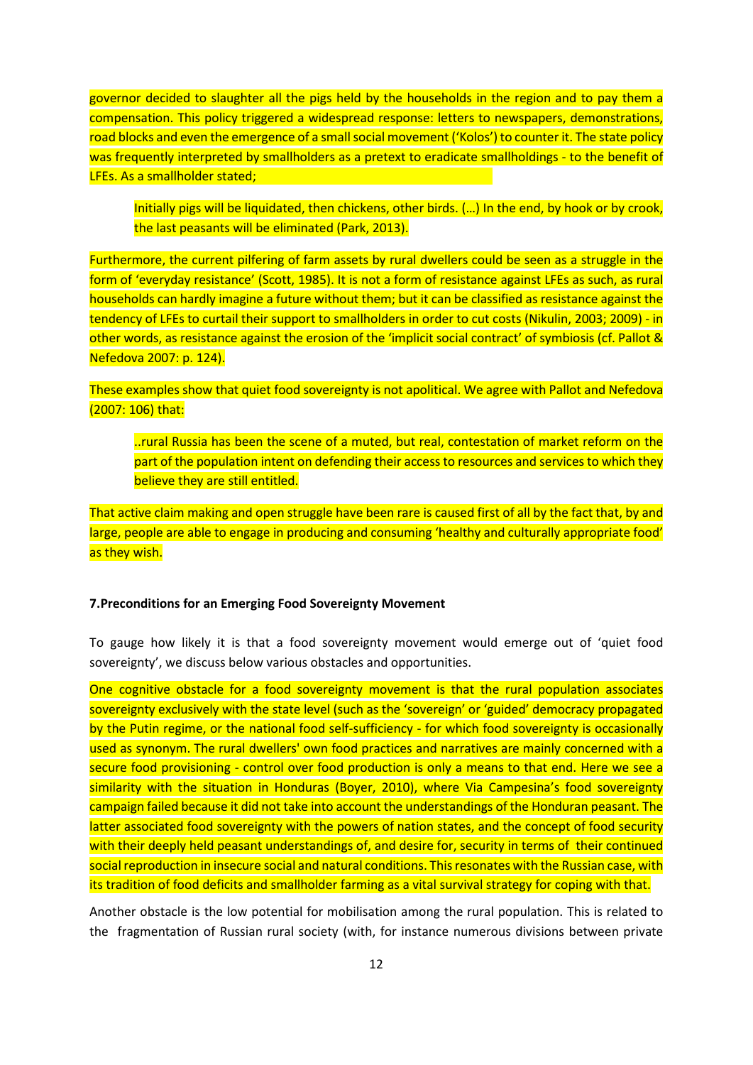governor decided to slaughter all the pigs held by the households in the region and to pay them a compensation. This policy triggered a widespread response: letters to newspapers, demonstrations, road blocks and even the emergence of a small social movement ('Kolos') to counter it. The state policy was frequently interpreted by smallholders as a pretext to eradicate smallholdings - to the benefit of LFEs. As a smallholder stated;

> Initially pigs will be liquidated, then chickens, other birds. (…) In the end, by hook or by crook, the last peasants will be eliminated (Park, 2013).

Furthermore, the current pilfering of farm assets by rural dwellers could be seen as a struggle in the form of 'everyday resistance' (Scott, 1985). It is not a form of resistance against LFEs as such, as rural households can hardly imagine a future without them; but it can be classified as resistance against the tendency of LFEs to curtail their support to smallholders in order to cut costs (Nikulin, 2003; 2009) - in other words, as resistance against the erosion of the 'implicit social contract' of symbiosis (cf. Pallot & Nefedova 2007: p. 124).

These examples show that quiet food sovereignty is not apolitical. We agree with Pallot and Nefedova (2007: 106) that:

> ..rural Russia has been the scene of a muted, but real, contestation of market reform on the part of the population intent on defending their access to resources and services to which they believe they are still entitled.

That active claim making and open struggle have been rare is caused first of all by the fact that, by and large, people are able to engage in producing and consuming 'healthy and culturally appropriate food' as they wish.

## 7.Preconditions for an Emerging Food Sovereignty Movement

To gauge how likely it is that a food sovereignty movement would emerge out of 'quiet food sovereignty', we discuss below various obstacles and opportunities.

One cognitive obstacle for a food sovereignty movement is that the rural population associates sovereignty exclusively with the state level (such as the 'sovereign' or 'guided' democracy propagated by the Putin regime, or the national food self-sufficiency - for which food sovereignty is occasionally used as synonym. The rural dwellers' own food practices and narratives are mainly concerned with a secure food provisioning - control over food production is only a means to that end. Here we see a similarity with the situation in Honduras (Boyer, 2010), where Via Campesina's food sovereignty campaign failed because it did not take into account the understandings of the Honduran peasant. The latter associated food sovereignty with the powers of nation states, and the concept of food security with their deeply held peasant understandings of, and desire for, security in terms of their continued social reproduction in insecure social and natural conditions. This resonates with the Russian case, with its tradition of food deficits and smallholder farming as a vital survival strategy for coping with that.

Another obstacle is the low potential for mobilisation among the rural population. This is related to the fragmentation of Russian rural society (with, for instance numerous divisions between private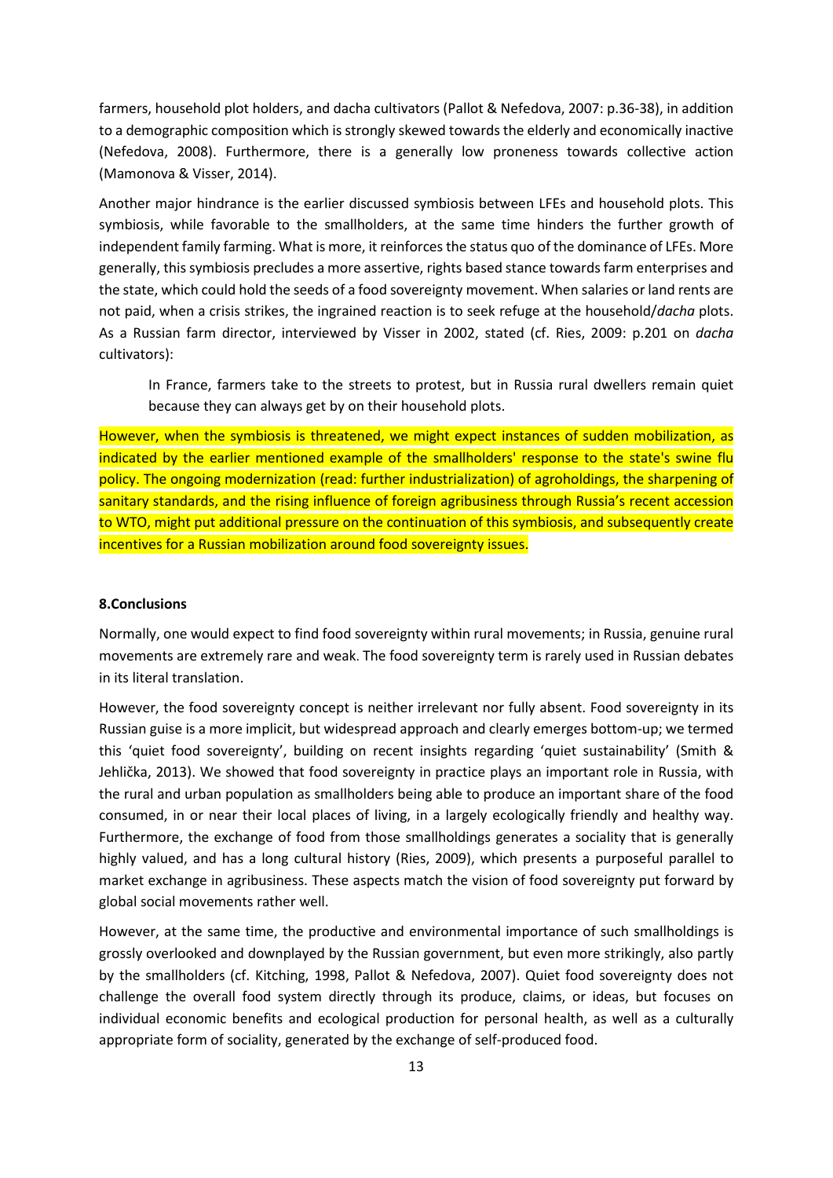farmers, household plot holders, and dacha cultivators (Pallot & Nefedova, 2007: p.36-38), in addition to a demographic composition which is strongly skewed towards the elderly and economically inactive (Nefedova, 2008). Furthermore, there is a generally low proneness towards collective action (Mamonova & Visser, 2014).

Another major hindrance is the earlier discussed symbiosis between LFEs and household plots. This symbiosis, while favorable to the smallholders, at the same time hinders the further growth of independent family farming. What is more, it reinforces the status quo of the dominance of LFEs. More generally, this symbiosis precludes a more assertive, rights based stance towards farm enterprises and the state, which could hold the seeds of a food sovereignty movement. When salaries or land rents are not paid, when a crisis strikes, the ingrained reaction is to seek refuge at the household/*dacha* plots. As a Russian farm director, interviewed by Visser in 2002, stated (cf. Ries, 2009: p.201 on *dacha* cultivators):

> In France, farmers take to the streets to protest, but in Russia rural dwellers remain quiet because they can always get by on their household plots.

However, when the symbiosis is threatened, we might expect instances of sudden mobilization, as indicated by the earlier mentioned example of the smallholders' response to the state's swine flu policy. The ongoing modernization (read: further industrialization) of agroholdings, the sharpening of sanitary standards, and the rising influence of foreign agribusiness through Russia's recent accession to WTO, might put additional pressure on the continuation of this symbiosis, and subsequently create incentives for a Russian mobilization around food sovereignty issues.

## 8.Conclusions

Normally, one would expect to find food sovereignty within rural movements; in Russia, genuine rural movements are extremely rare and weak. The food sovereignty term is rarely used in Russian debates in its literal translation.

However, the food sovereignty concept is neither irrelevant nor fully absent. Food sovereignty in its Russian guise is a more implicit, but widespread approach and clearly emerges bottom-up; we termed this 'quiet food sovereignty', building on recent insights regarding 'quiet sustainability' (Smith & Jehlička, 2013). We showed that food sovereignty in practice plays an important role in Russia, with the rural and urban population as smallholders being able to produce an important share of the food consumed, in or near their local places of living, in a largely ecologically friendly and healthy way. Furthermore, the exchange of food from those smallholdings generates a sociality that is generally highly valued, and has a long cultural history (Ries, 2009), which presents a purposeful parallel to market exchange in agribusiness. These aspects match the vision of food sovereignty put forward by global social movements rather well.

However, at the same time, the productive and environmental importance of such smallholdings is grossly overlooked and downplayed by the Russian government, but even more strikingly, also partly by the smallholders (cf. Kitching, 1998, Pallot & Nefedova, 2007). Quiet food sovereignty does not challenge the overall food system directly through its produce, claims, or ideas, but focuses on individual economic benefits and ecological production for personal health, as well as a culturally appropriate form of sociality, generated by the exchange of self-produced food.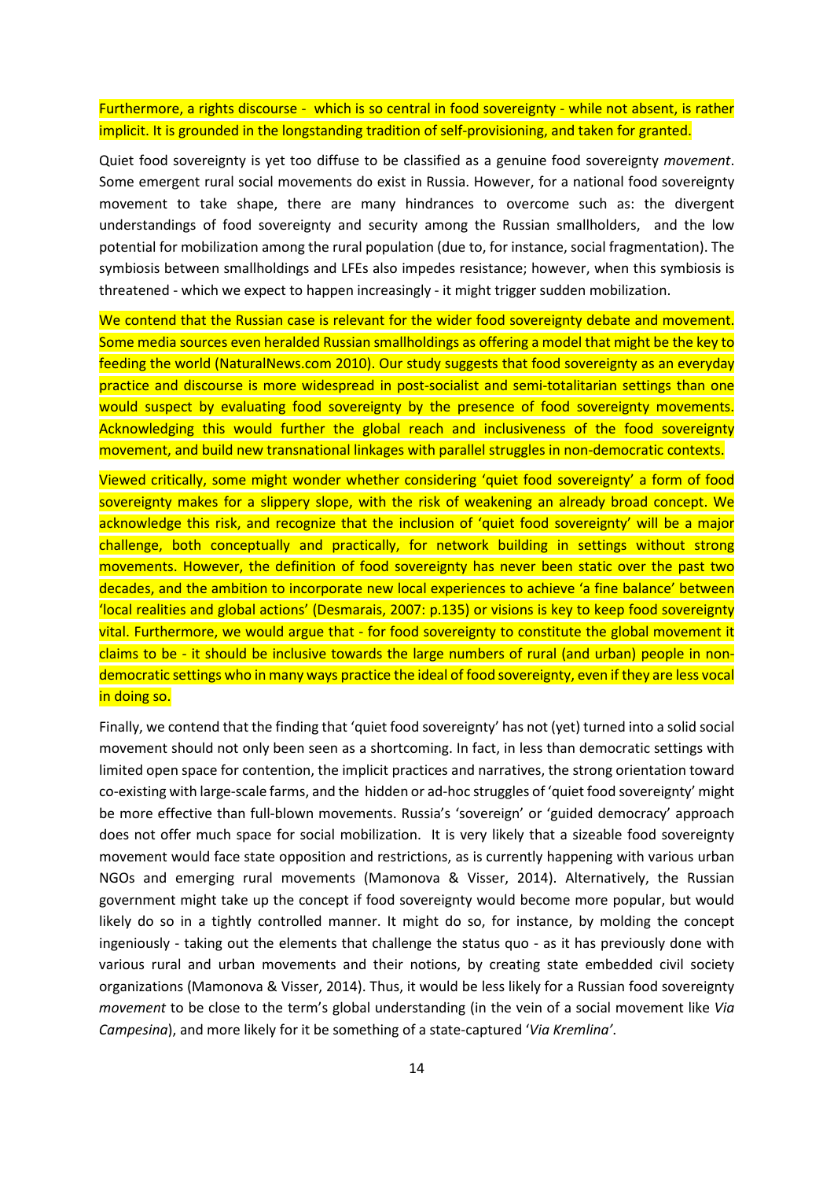Furthermore, a rights discourse - which is so central in food sovereignty - while not absent, is rather implicit. It is grounded in the longstanding tradition of self-provisioning, and taken for granted.

Quiet food sovereignty is yet too diffuse to be classified as a genuine food sovereignty *movement*. Some emergent rural social movements do exist in Russia. However, for a national food sovereignty movement to take shape, there are many hindrances to overcome such as: the divergent understandings of food sovereignty and security among the Russian smallholders, and the low potential for mobilization among the rural population (due to, for instance, social fragmentation). The symbiosis between smallholdings and LFEs also impedes resistance; however, when this symbiosis is threatened - which we expect to happen increasingly - it might trigger sudden mobilization.

We contend that the Russian case is relevant for the wider food sovereignty debate and movement. Some media sources even heralded Russian smallholdings as offering a model that might be the key to feeding the world (NaturalNews.com 2010). Our study suggests that food sovereignty as an everyday practice and discourse is more widespread in post-socialist and semi-totalitarian settings than one would suspect by evaluating food sovereignty by the presence of food sovereignty movements. Acknowledging this would further the global reach and inclusiveness of the food sovereignty movement, and build new transnational linkages with parallel struggles in non-democratic contexts.

Viewed critically, some might wonder whether considering 'quiet food sovereignty' a form of food sovereignty makes for a slippery slope, with the risk of weakening an already broad concept. We acknowledge this risk, and recognize that the inclusion of 'quiet food sovereignty' will be a major challenge, both conceptually and practically, for network building in settings without strong movements. However, the definition of food sovereignty has never been static over the past two decades, and the ambition to incorporate new local experiences to achieve 'a fine balance' between 'local realities and global actions' (Desmarais, 2007: p.135) or visions is key to keep food sovereignty vital. Furthermore, we would argue that - for food sovereignty to constitute the global movement it claims to be - it should be inclusive towards the large numbers of rural (and urban) people in non-democratic settings who in many ways practice the ideal of food sovereignty, even if they are less vocal in doing so.

Finally, we contend that the finding that 'quiet food sovereignty' has not (yet) turned into a solid social movement should not only been seen as a shortcoming. In fact, in less than democratic settings with limited open space for contention, the implicit practices and narratives, the strong orientation toward co-existing with large-scale farms, and the hidden or ad-hoc struggles of 'quiet food sovereignty' might be more effective than full-blown movements. Russia's 'sovereign' or 'guided democracy' approach does not offer much space for social mobilization. It is very likely that a sizeable food sovereignty movement would face state opposition and restrictions, as is currently happening with various urban NGOs and emerging rural movements (Mamonova & Visser, 2014). Alternatively, the Russian government might take up the concept if food sovereignty would become more popular, but would likely do so in a tightly controlled manner. It might do so, for instance, by molding the concept ingeniously - taking out the elements that challenge the status quo - as it has previously done with various rural and urban movements and their notions, by creating state embedded civil society organizations (Mamonova & Visser, 2014). Thus, it would be less likely for a Russian food sovereignty *movement* to be close to the term's global understanding (in the vein of a social movement like *Via Campesina*), and more likely for it be something of a state-captured '*Via Kremlina'*.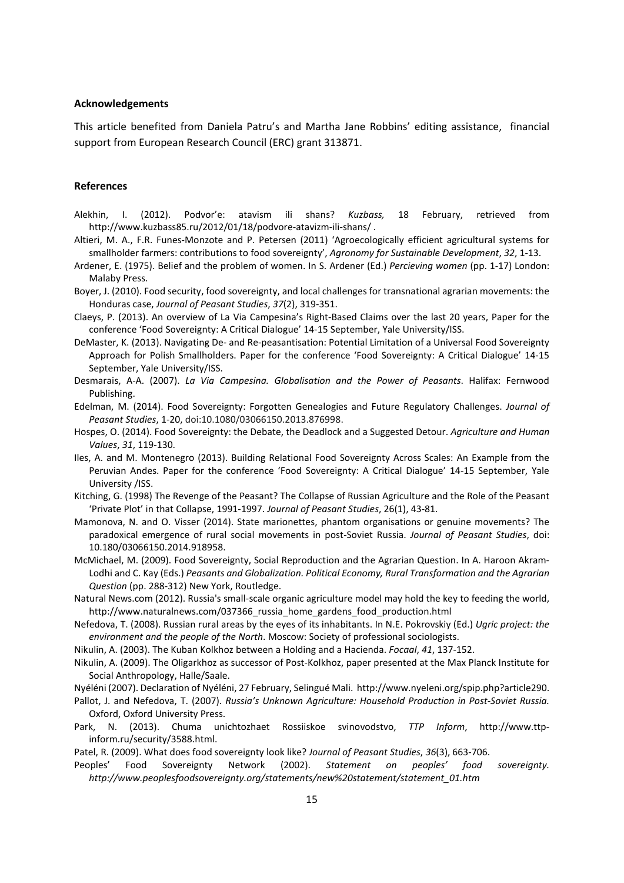**Acknowledgements**

This article benefited from Daniela Patru's and Martha Jane Robbins' editing assistance, financial support from European Research Council (ERC) grant 313871.

**References**

Alekhin, I. (2012). Podvor'e: atavism ili shans? *Kuzbass,* 18 February, retrieved from http://www.kuzbass85.ru/2012/01/18/podvore-atavizm-ili-shans/ .

Altieri, M. A., F.R. Funes-Monzote and P. Petersen (2011) 'Agroecologically efficient agricultural systems for smallholder farmers: contributions to food sovereignty', *Agronomy for Sustainable Development*, *32*, 1-13.

Ardener, E. (1975). Belief and the problem of women. In S. Ardener (Ed.) *Percieving women* (pp. 1-17) London: Malaby Press.

Boyer, J. (2010). Food security, food sovereignty, and local challenges for transnational agrarian movements: the Honduras case, *Journal of Peasant Studies*, *37*(2), 319-351.

Claeys, P. (2013). An overview of La Via Campesina's Right-Based Claims over the last 20 years, Paper for the conference 'Food Sovereignty: A Critical Dialogue' 14-15 September, Yale University/ISS.

DeMaster, K. (2013). Navigating De- and Re-peasantisation: Potential Limitation of a Universal Food Sovereignty Approach for Polish Smallholders. Paper for the conference 'Food Sovereignty: A Critical Dialogue' 14-15 September, Yale University/ISS.

Desmarais, A-A. (2007). *La Via Campesina. Globalisation and the Power of Peasants*. Halifax: Fernwood Publishing.

Edelman, M. (2014). Food Sovereignty: Forgotten Genealogies and Future Regulatory Challenges. *Journal of Peasant Studies*, 1-20, doi:10.1080/03066150.2013.876998.

Hospes, O. (2014). Food Sovereignty: the Debate, the Deadlock and a Suggested Detour. *Agriculture and Human Values*, *31*, 119-130.

Iles, A. and M. Montenegro (2013). Building Relational Food Sovereignty Across Scales: An Example from the Peruvian Andes. Paper for the conference 'Food Sovereignty: A Critical Dialogue' 14-15 September, Yale University /ISS.

Kitching, G. (1998) The Revenge of the Peasant? The Collapse of Russian Agriculture and the Role of the Peasant 'Private Plot' in that Collapse, 1991-1997. *Journal of Peasant Studies*, 26(1), 43-81.

Mamonova, N. and O. Visser (2014). State marionettes, phantom organisations or genuine movements? The paradoxical emergence of rural social movements in post-Soviet Russia. *Journal of Peasant Studies*, doi: 10.180/03066150.2014.918958.

McMichael, M. (2009). Food Sovereignty, Social Reproduction and the Agrarian Question. In A. Haroon Akram-Lodhi and C. Kay (Eds.) *Peasants and Globalization. Political Economy, Rural Transformation and the Agrarian Question* (pp. 288-312) New York, Routledge.

Natural News.com (2012). Russia's small-scale organic agriculture model may hold the key to feeding the world, http://www.naturalnews.com/037366_russia_home_gardens_food_production.html

Nefedova, T. (2008). Russian rural areas by the eyes of its inhabitants. In N.E. Pokrovskiy (Ed.) *Ugric project: the environment and the people of the North*. Moscow: Society of professional sociologists.

Nikulin, A. (2003). The Kuban Kolkhoz between a Holding and a Hacienda. *Focaal*, *41*, 137-152.

Nikulin, A. (2009). The Oligarkhoz as successor of Post-Kolkhoz, paper presented at the Max Planck Institute for Social Anthropology, Halle/Saale.

Nyéléni (2007). Declaration of Nyéléni, 27 February, Selingué Mali. http://www.nyeleni.org/spip.php?article290.

Pallot, J. and Nefedova, T. (2007). *Russia's Unknown Agriculture: Household Production in Post-Soviet Russia.* Oxford, Oxford University Press.

Park, N. (2013). Chuma unichtozhaet Rossiiskoe svinovodstvo, *TTP Inform*, http://www.ttp-inform.ru/security/3588.html.

Patel, R. (2009). What does food sovereignty look like? *Journal of Peasant Studies*, *36*(3), 663-706.

Peoples' Food Sovereignty Network (2002). *Statement on peoples' food sovereignty. http://www.peoplesfoodsovereignty.org/statements/new%20statement/statement_01.htm*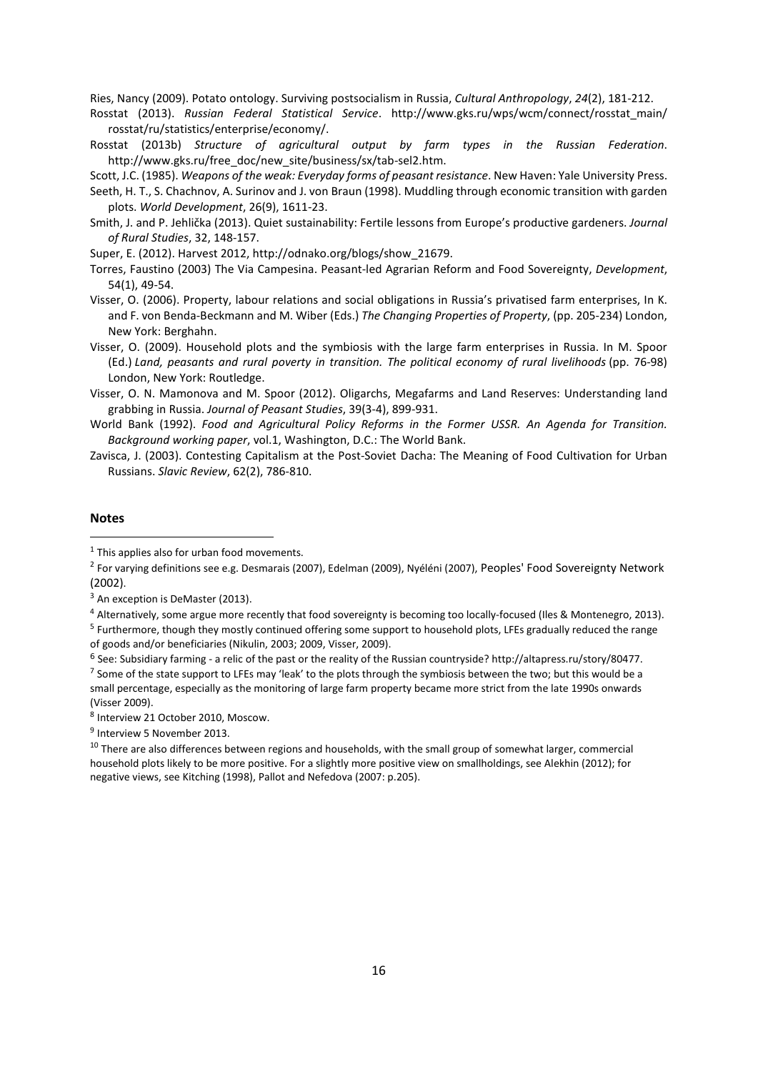Ries, Nancy (2009). Potato ontology. Surviving postsocialism in Russia, *Cultural Anthropology*, *24*(2), 181-212.

Rosstat (2013). *Russian Federal Statistical Service*. http://www.gks.ru/wps/wcm/connect/rosstat_main/rosstat/ru/statistics/enterprise/economy/.

Rosstat (2013b) *Structure of agricultural output by farm types in the Russian Federation*. http://www.gks.ru/free_doc/new_site/business/sx/tab-sel2.htm.

Scott, J.C. (1985). *Weapons of the weak: Everyday forms of peasant resistance*. New Haven: Yale University Press.

Seeth, H. T., S. Chachnov, A. Surinov and J. von Braun (1998). Muddling through economic transition with garden plots. *World Development*, 26(9), 1611-23.

Smith, J. and P. Jehlička (2013). Quiet sustainability: Fertile lessons from Europe's productive gardeners. *Journal of Rural Studies*, 32, 148-157.

Super, E. (2012). Harvest 2012, http://odnako.org/blogs/show_21679.

Torres, Faustino (2003) The Via Campesina. Peasant-led Agrarian Reform and Food Sovereignty, *Development*, 54(1), 49-54.

Visser, O. (2006). Property, labour relations and social obligations in Russia's privatised farm enterprises, In K. and F. von Benda-Beckmann and M. Wiber (Eds.) *The Changing Properties of Property*, (pp. 205-234) London, New York: Berghahn.

Visser, O. (2009). Household plots and the symbiosis with the large farm enterprises in Russia. In M. Spoor (Ed.) *Land, peasants and rural poverty in transition. The political economy of rural livelihoods* (pp. 76-98) London, New York: Routledge.

Visser, O. N. Mamonova and M. Spoor (2012). Oligarchs, Megafarms and Land Reserves: Understanding land grabbing in Russia. *Journal of Peasant Studies*, 39(3-4), 899-931.

World Bank (1992). *Food and Agricultural Policy Reforms in the Former USSR. An Agenda for Transition. Background working paper*, vol.1, Washington, D.C.: The World Bank.

Zavisca, J. (2003). Contesting Capitalism at the Post-Soviet Dacha: The Meaning of Food Cultivation for Urban Russians. *Slavic Review*, 62(2), 786-810.

## Notes

[1] This applies also for urban food movements.

[2] For varying definitions see e.g. Desmarais (2007), Edelman (2009), Nyéléni (2007), Peoples' Food Sovereignty Network (2002).

[3] An exception is DeMaster (2013).

[4] Alternatively, some argue more recently that food sovereignty is becoming too locally-focused (Iles & Montenegro, 2013).

[5] Furthermore, though they mostly continued offering some support to household plots, LFEs gradually reduced the range of goods and/or beneficiaries (Nikulin, 2003; 2009, Visser, 2009).

[6] See: Subsidiary farming - a relic of the past or the reality of the Russian countryside? http://altapress.ru/story/80477.

[7] Some of the state support to LFEs may 'leak' to the plots through the symbiosis between the two; but this would be a small percentage, especially as the monitoring of large farm property became more strict from the late 1990s onwards (Visser 2009).

[8] Interview 21 October 2010, Moscow.

[9] Interview 5 November 2013.

[10] There are also differences between regions and households, with the small group of somewhat larger, commercial household plots likely to be more positive. For a slightly more positive view on smallholdings, see Alekhin (2012); for negative views, see Kitching (1998), Pallot and Nefedova (2007: p.205).